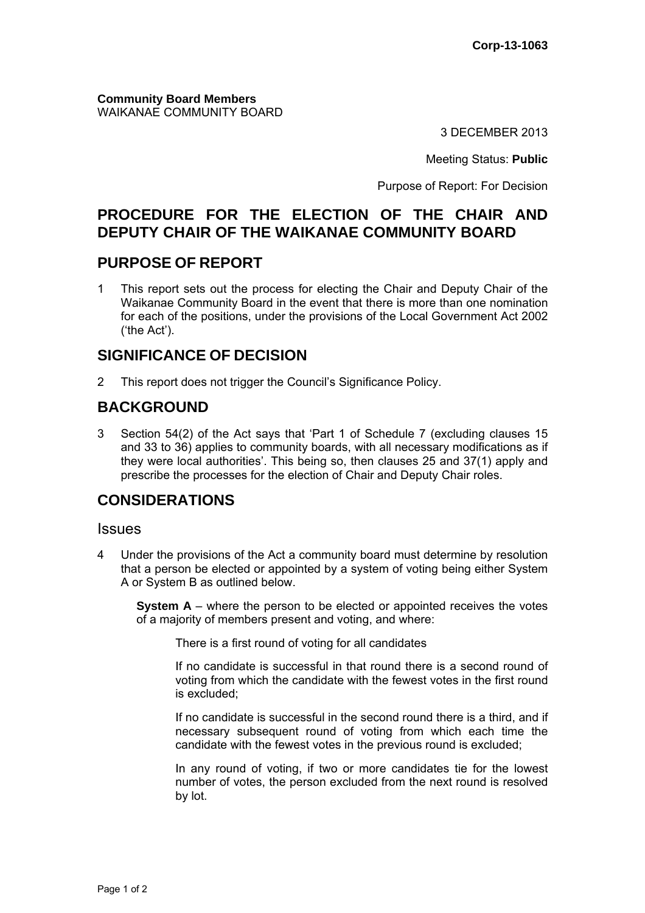Corp-13-1063

**Community Board Members**
WAIKANAE COMMUNITY BOARD

3 DECEMBER 2013

Meeting Status: **Public**

Purpose of Report: For Decision

# PROCEDURE FOR THE ELECTION OF THE CHAIR AND DEPUTY CHAIR OF THE WAIKANAE COMMUNITY BOARD

## PURPOSE OF REPORT

1 This report sets out the process for electing the Chair and Deputy Chair of the Waikanae Community Board in the event that there is more than one nomination for each of the positions, under the provisions of the Local Government Act 2002 ('the Act').

## SIGNIFICANCE OF DECISION

2 This report does not trigger the Council's Significance Policy.

## BACKGROUND

3 Section 54(2) of the Act says that 'Part 1 of Schedule 7 (excluding clauses 15 and 33 to 36) applies to community boards, with all necessary modifications as if they were local authorities'. This being so, then clauses 25 and 37(1) apply and prescribe the processes for the election of Chair and Deputy Chair roles.

## CONSIDERATIONS

### Issues

4 Under the provisions of the Act a community board must determine by resolution that a person be elected or appointed by a system of voting being either System A or System B as outlined below.

**System A** – where the person to be elected or appointed receives the votes of a majority of members present and voting, and where:

There is a first round of voting for all candidates

If no candidate is successful in that round there is a second round of voting from which the candidate with the fewest votes in the first round is excluded;

If no candidate is successful in the second round there is a third, and if necessary subsequent round of voting from which each time the candidate with the fewest votes in the previous round is excluded;

In any round of voting, if two or more candidates tie for the lowest number of votes, the person excluded from the next round is resolved by lot.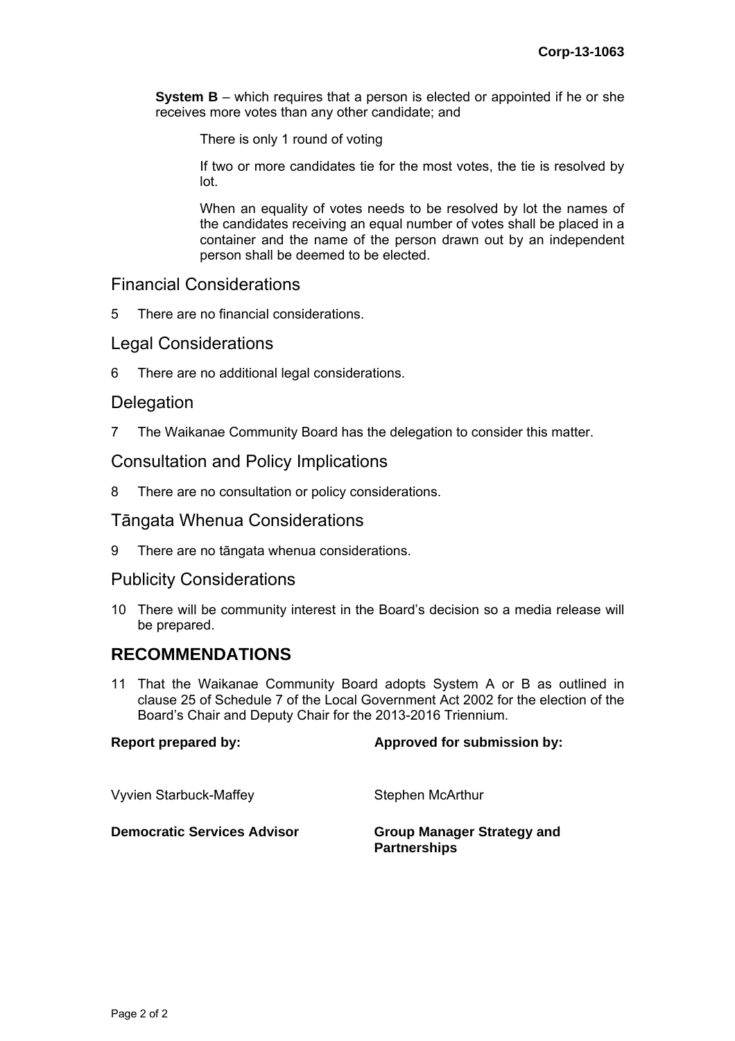**System B** – which requires that a person is elected or appointed if he or she receives more votes than any other candidate; and

There is only 1 round of voting

If two or more candidates tie for the most votes, the tie is resolved by lot.

When an equality of votes needs to be resolved by lot the names of the candidates receiving an equal number of votes shall be placed in a container and the name of the person drawn out by an independent person shall be deemed to be elected.

## Financial Considerations

5 There are no financial considerations.

## Legal Considerations

6 There are no additional legal considerations.

## Delegation

7 The Waikanae Community Board has the delegation to consider this matter.

## Consultation and Policy Implications

8 There are no consultation or policy considerations.

## Tāngata Whenua Considerations

9 There are no tāngata whenua considerations.

## Publicity Considerations

10 There will be community interest in the Board's decision so a media release will be prepared.

## RECOMMENDATIONS

11 That the Waikanae Community Board adopts System A or B as outlined in clause 25 of Schedule 7 of the Local Government Act 2002 for the election of the Board's Chair and Deputy Chair for the 2013-2016 Triennium.

| **Report prepared by:** | **Approved for submission by:** |
|---|---|
| Vyvien Starbuck-Maffey | Stephen McArthur |
| **Democratic Services Advisor** | **Group Manager Strategy and Partnerships** |